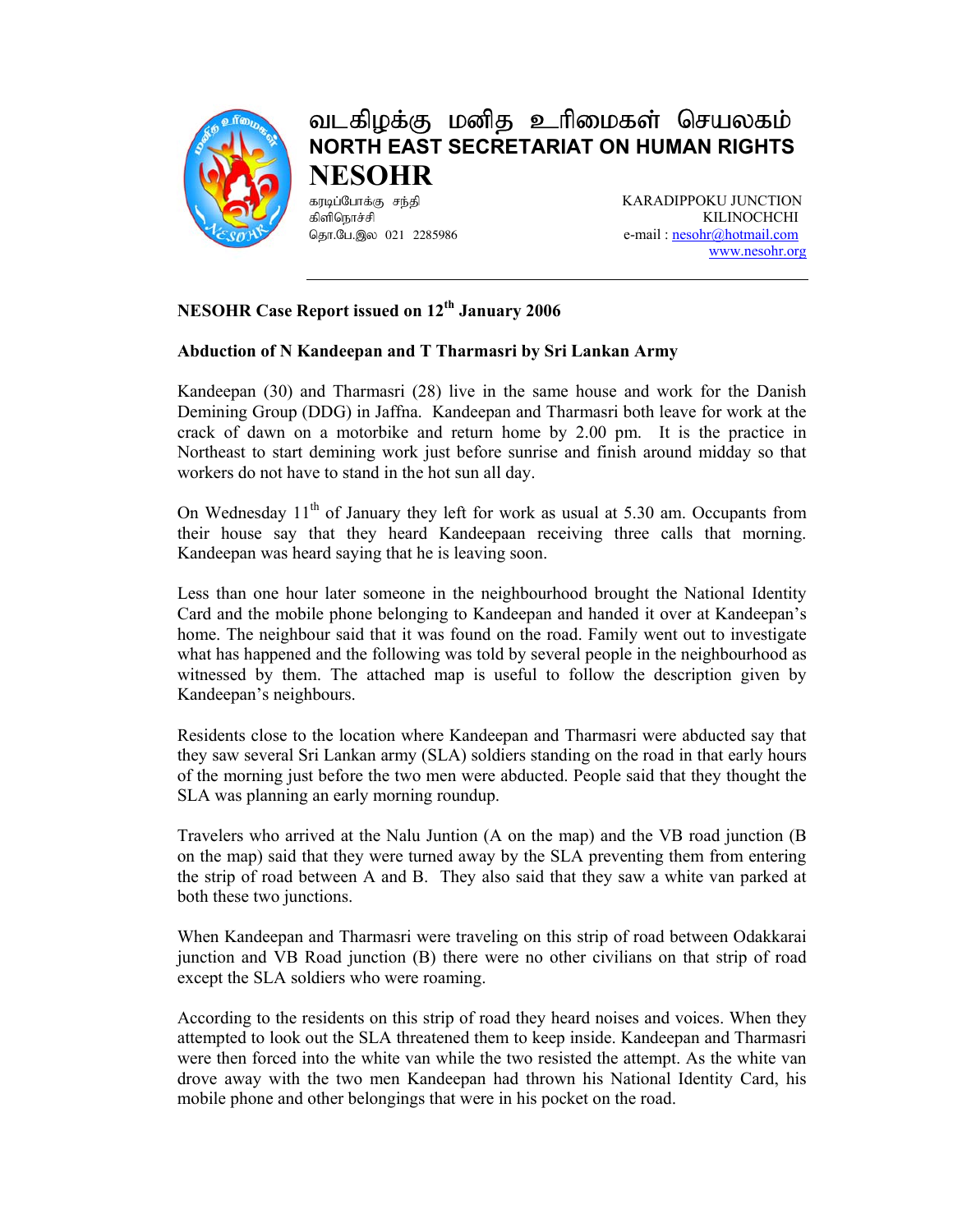# வடகிழக்கு மனித உரிமைகள் செயலகம்

## NORTH EAST SECRETARIAT ON HUMAN RIGHTS

## NESOHR

கரடிப்போக்கு சந்தி
கிளிநொச்சி
தொ.பே.இல 021 2285986

KARADIPPOKU JUNCTION
KILINOCHCHI
e-mail : nesohr@hotmail.com
www.nesohr.org

---

**NESOHR Case Report issued on 12th January 2006**

**Abduction of N Kandeepan and T Tharmasri by Sri Lankan Army**

Kandeepan (30) and Tharmasri (28) live in the same house and work for the Danish Demining Group (DDG) in Jaffna. Kandeepan and Tharmasri both leave for work at the crack of dawn on a motorbike and return home by 2.00 pm. It is the practice in Northeast to start demining work just before sunrise and finish around midday so that workers do not have to stand in the hot sun all day.

On Wednesday 11th of January they left for work as usual at 5.30 am. Occupants from their house say that they heard Kandeepaan receiving three calls that morning. Kandeepan was heard saying that he is leaving soon.

Less than one hour later someone in the neighbourhood brought the National Identity Card and the mobile phone belonging to Kandeepan and handed it over at Kandeepan's home. The neighbour said that it was found on the road. Family went out to investigate what has happened and the following was told by several people in the neighbourhood as witnessed by them. The attached map is useful to follow the description given by Kandeepan's neighbours.

Residents close to the location where Kandeepan and Tharmasri were abducted say that they saw several Sri Lankan army (SLA) soldiers standing on the road in that early hours of the morning just before the two men were abducted. People said that they thought the SLA was planning an early morning roundup.

Travelers who arrived at the Nalu Juntion (A on the map) and the VB road junction (B on the map) said that they were turned away by the SLA preventing them from entering the strip of road between A and B. They also said that they saw a white van parked at both these two junctions.

When Kandeepan and Tharmasri were traveling on this strip of road between Odakkarai junction and VB Road junction (B) there were no other civilians on that strip of road except the SLA soldiers who were roaming.

According to the residents on this strip of road they heard noises and voices. When they attempted to look out the SLA threatened them to keep inside. Kandeepan and Tharmasri were then forced into the white van while the two resisted the attempt. As the white van drove away with the two men Kandeepan had thrown his National Identity Card, his mobile phone and other belongings that were in his pocket on the road.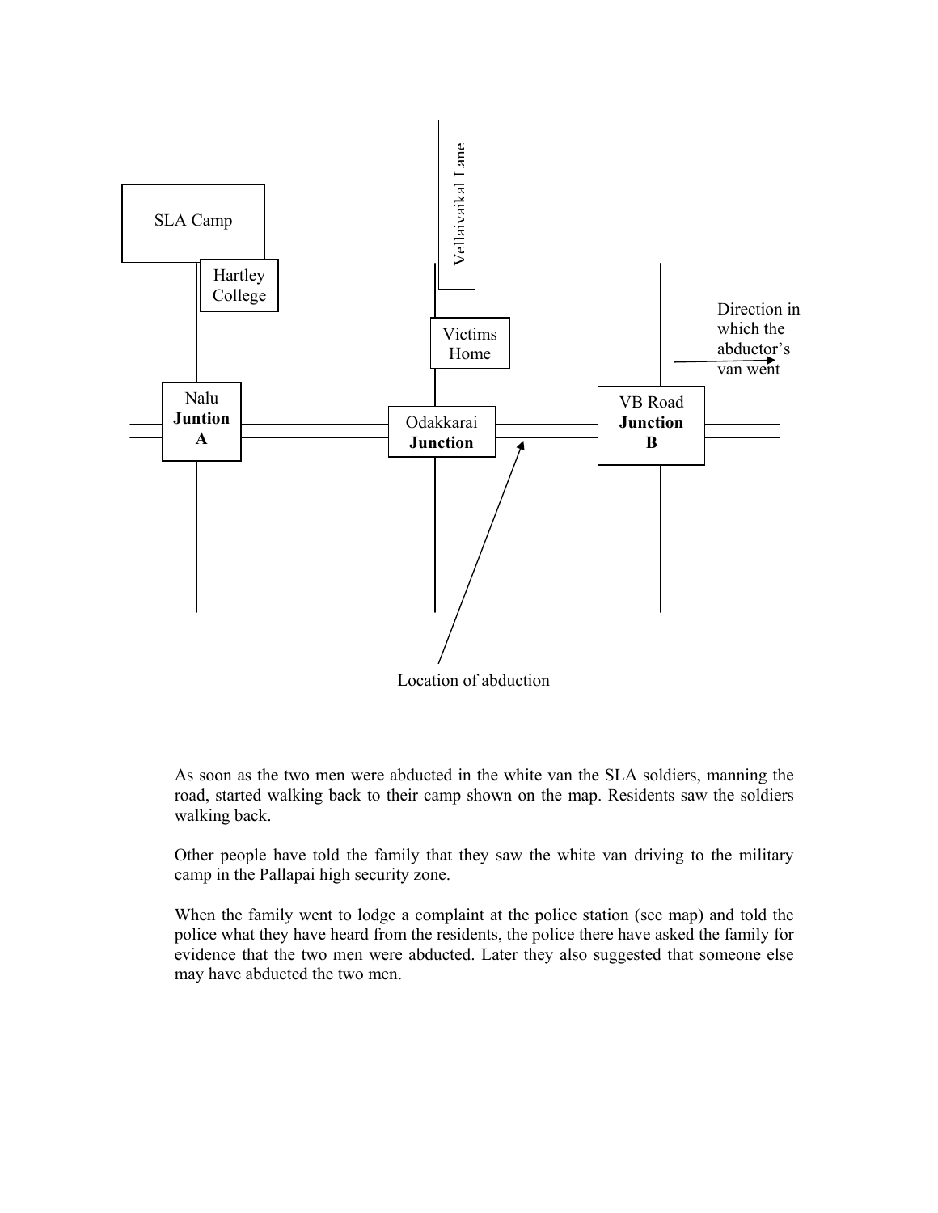SLA Camp

Hartley College

Vellaivaikal Lane

Victims Home

Nalu **Juntion A**

Odakkarai **Junction**

VB Road **Junction B**

Direction in which the abductor's van went

Location of abduction

As soon as the two men were abducted in the white van the SLA soldiers, manning the road, started walking back to their camp shown on the map. Residents saw the soldiers walking back.

Other people have told the family that they saw the white van driving to the military camp in the Pallapai high security zone.

When the family went to lodge a complaint at the police station (see map) and told the police what they have heard from the residents, the police there have asked the family for evidence that the two men were abducted. Later they also suggested that someone else may have abducted the two men.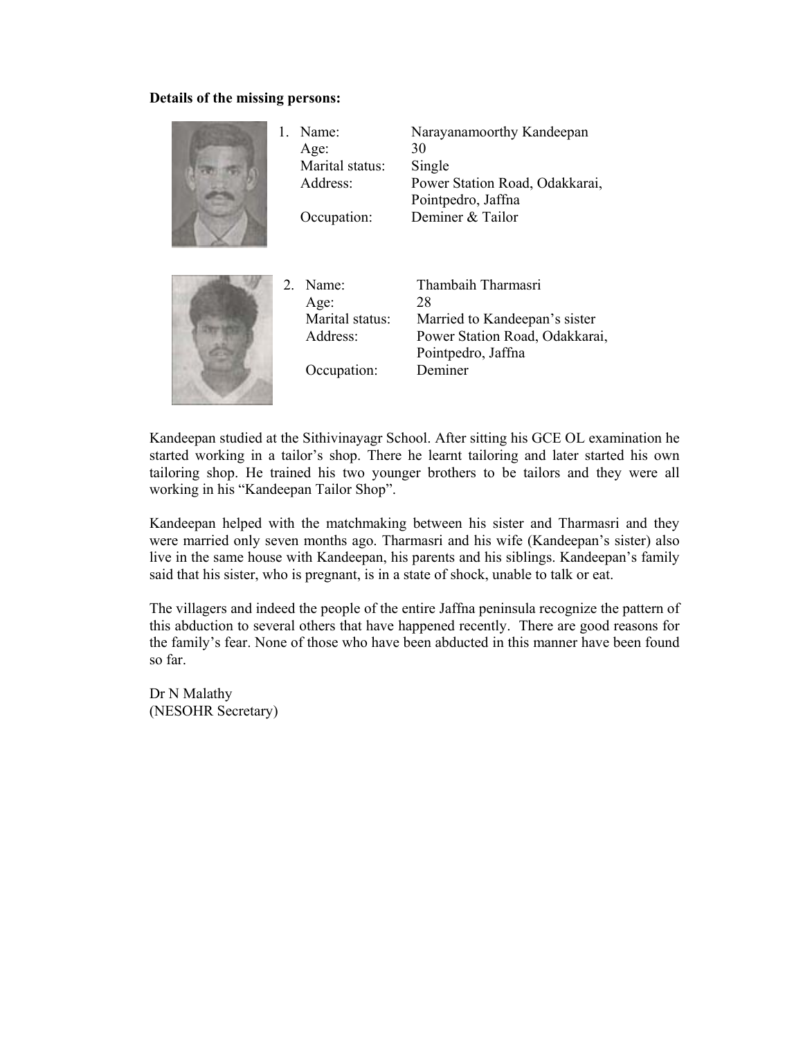**Details of the missing persons:**

1. | | |
   |---|---|
   | Name: | Narayanamoorthy Kandeepan |
   | Age: | 30 |
   | Marital status: | Single |
   | Address: | Power Station Road, Odakkarai, Pointpedro, Jaffna |
   | Occupation: | Deminer & Tailor |

2. | | |
   |---|---|
   | Name: | Thambaih Tharmasri |
   | Age: | 28 |
   | Marital status: | Married to Kandeepan's sister |
   | Address: | Power Station Road, Odakkarai, Pointpedro, Jaffna |
   | Occupation: | Deminer |

Kandeepan studied at the Sithivinayagr School. After sitting his GCE OL examination he started working in a tailor's shop. There he learnt tailoring and later started his own tailoring shop. He trained his two younger brothers to be tailors and they were all working in his "Kandeepan Tailor Shop".

Kandeepan helped with the matchmaking between his sister and Tharmasri and they were married only seven months ago. Tharmasri and his wife (Kandeepan's sister) also live in the same house with Kandeepan, his parents and his siblings. Kandeepan's family said that his sister, who is pregnant, is in a state of shock, unable to talk or eat.

The villagers and indeed the people of the entire Jaffna peninsula recognize the pattern of this abduction to several others that have happened recently. There are good reasons for the family's fear. None of those who have been abducted in this manner have been found so far.

Dr N Malathy
(NESOHR Secretary)